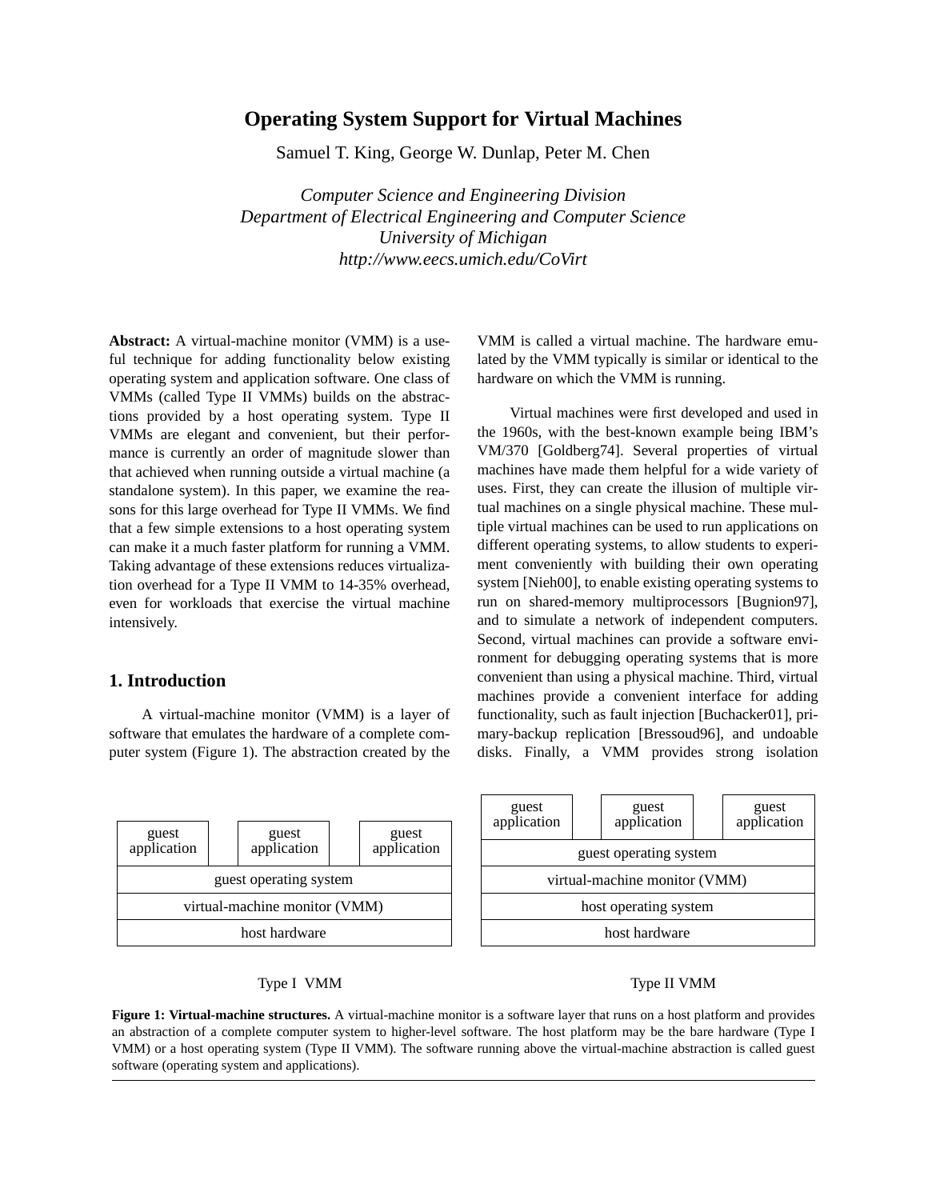# Operating System Support for Virtual Machines

Samuel T. King, George W. Dunlap, Peter M. Chen

*Computer Science and Engineering Division*
*Department of Electrical Engineering and Computer Science*
*University of Michigan*
*http://www.eecs.umich.edu/CoVirt*

**Abstract:** A virtual-machine monitor (VMM) is a useful technique for adding functionality below existing operating system and application software. One class of VMMs (called Type II VMMs) builds on the abstractions provided by a host operating system. Type II VMMs are elegant and convenient, but their performance is currently an order of magnitude slower than that achieved when running outside a virtual machine (a standalone system). In this paper, we examine the reasons for this large overhead for Type II VMMs. We find that a few simple extensions to a host operating system can make it a much faster platform for running a VMM. Taking advantage of these extensions reduces virtualization overhead for a Type II VMM to 14-35% overhead, even for workloads that exercise the virtual machine intensively.

## 1. Introduction

A virtual-machine monitor (VMM) is a layer of software that emulates the hardware of a complete computer system (Figure 1). The abstraction created by the VMM is called a virtual machine. The hardware emulated by the VMM typically is similar or identical to the hardware on which the VMM is running.

Virtual machines were first developed and used in the 1960s, with the best-known example being IBM's VM/370 [Goldberg74]. Several properties of virtual machines have made them helpful for a wide variety of uses. First, they can create the illusion of multiple virtual machines on a single physical machine. These multiple virtual machines can be used to run applications on different operating systems, to allow students to experiment conveniently with building their own operating system [Nieh00], to enable existing operating systems to run on shared-memory multiprocessors [Bugnion97], and to simulate a network of independent computers. Second, virtual machines can provide a software environment for debugging operating systems that is more convenient than using a physical machine. Third, virtual machines provide a convenient interface for adding functionality, such as fault injection [Buchacker01], primary-backup replication [Bressoud96], and undoable disks. Finally, a VMM provides strong isolation

| guest application | guest application | guest application |
|---|---|---|
| guest operating system | | |
| virtual-machine monitor (VMM) | | |
| host hardware | | |

Type I VMM

| guest application | guest application | guest application |
|---|---|---|
| guest operating system | | |
| virtual-machine monitor (VMM) | | |
| host operating system | | |
| host hardware | | |

Type II VMM

**Figure 1: Virtual-machine structures.** A virtual-machine monitor is a software layer that runs on a host platform and provides an abstraction of a complete computer system to higher-level software. The host platform may be the bare hardware (Type I VMM) or a host operating system (Type II VMM). The software running above the virtual-machine abstraction is called guest software (operating system and applications).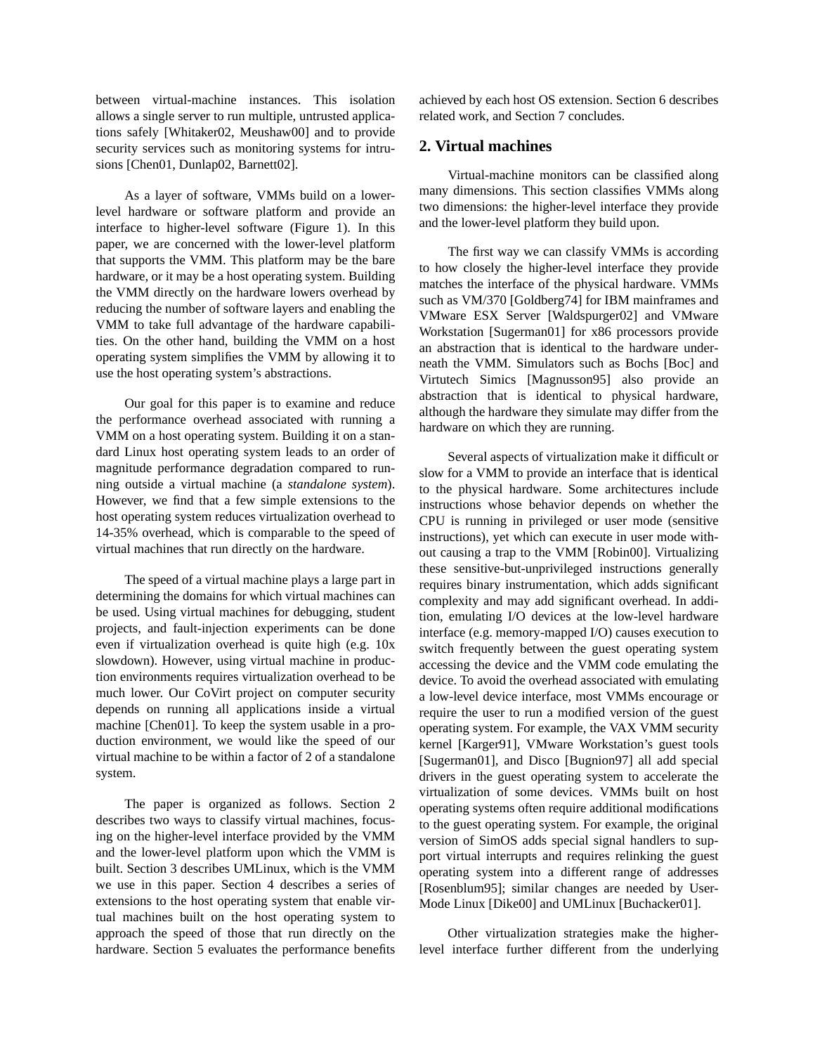between virtual-machine instances. This isolation allows a single server to run multiple, untrusted applications safely [Whitaker02, Meushaw00] and to provide security services such as monitoring systems for intrusions [Chen01, Dunlap02, Barnett02].

As a layer of software, VMMs build on a lower-level hardware or software platform and provide an interface to higher-level software (Figure 1). In this paper, we are concerned with the lower-level platform that supports the VMM. This platform may be the bare hardware, or it may be a host operating system. Building the VMM directly on the hardware lowers overhead by reducing the number of software layers and enabling the VMM to take full advantage of the hardware capabilities. On the other hand, building the VMM on a host operating system simplifies the VMM by allowing it to use the host operating system's abstractions.

Our goal for this paper is to examine and reduce the performance overhead associated with running a VMM on a host operating system. Building it on a standard Linux host operating system leads to an order of magnitude performance degradation compared to running outside a virtual machine (a *standalone system*). However, we find that a few simple extensions to the host operating system reduces virtualization overhead to 14-35% overhead, which is comparable to the speed of virtual machines that run directly on the hardware.

The speed of a virtual machine plays a large part in determining the domains for which virtual machines can be used. Using virtual machines for debugging, student projects, and fault-injection experiments can be done even if virtualization overhead is quite high (e.g. 10x slowdown). However, using virtual machine in production environments requires virtualization overhead to be much lower. Our CoVirt project on computer security depends on running all applications inside a virtual machine [Chen01]. To keep the system usable in a production environment, we would like the speed of our virtual machine to be within a factor of 2 of a standalone system.

The paper is organized as follows. Section 2 describes two ways to classify virtual machines, focusing on the higher-level interface provided by the VMM and the lower-level platform upon which the VMM is built. Section 3 describes UMLinux, which is the VMM we use in this paper. Section 4 describes a series of extensions to the host operating system that enable virtual machines built on the host operating system to approach the speed of those that run directly on the hardware. Section 5 evaluates the performance benefits achieved by each host OS extension. Section 6 describes related work, and Section 7 concludes.

## 2. Virtual machines

Virtual-machine monitors can be classified along many dimensions. This section classifies VMMs along two dimensions: the higher-level interface they provide and the lower-level platform they build upon.

The first way we can classify VMMs is according to how closely the higher-level interface they provide matches the interface of the physical hardware. VMMs such as VM/370 [Goldberg74] for IBM mainframes and VMware ESX Server [Waldspurger02] and VMware Workstation [Sugerman01] for x86 processors provide an abstraction that is identical to the hardware underneath the VMM. Simulators such as Bochs [Boc] and Virtutech Simics [Magnusson95] also provide an abstraction that is identical to physical hardware, although the hardware they simulate may differ from the hardware on which they are running.

Several aspects of virtualization make it difficult or slow for a VMM to provide an interface that is identical to the physical hardware. Some architectures include instructions whose behavior depends on whether the CPU is running in privileged or user mode (sensitive instructions), yet which can execute in user mode without causing a trap to the VMM [Robin00]. Virtualizing these sensitive-but-unprivileged instructions generally requires binary instrumentation, which adds significant complexity and may add significant overhead. In addition, emulating I/O devices at the low-level hardware interface (e.g. memory-mapped I/O) causes execution to switch frequently between the guest operating system accessing the device and the VMM code emulating the device. To avoid the overhead associated with emulating a low-level device interface, most VMMs encourage or require the user to run a modified version of the guest operating system. For example, the VAX VMM security kernel [Karger91], VMware Workstation's guest tools [Sugerman01], and Disco [Bugnion97] all add special drivers in the guest operating system to accelerate the virtualization of some devices. VMMs built on host operating systems often require additional modifications to the guest operating system. For example, the original version of SimOS adds special signal handlers to support virtual interrupts and requires relinking the guest operating system into a different range of addresses [Rosenblum95]; similar changes are needed by User-Mode Linux [Dike00] and UMLinux [Buchacker01].

Other virtualization strategies make the higher-level interface further different from the underlying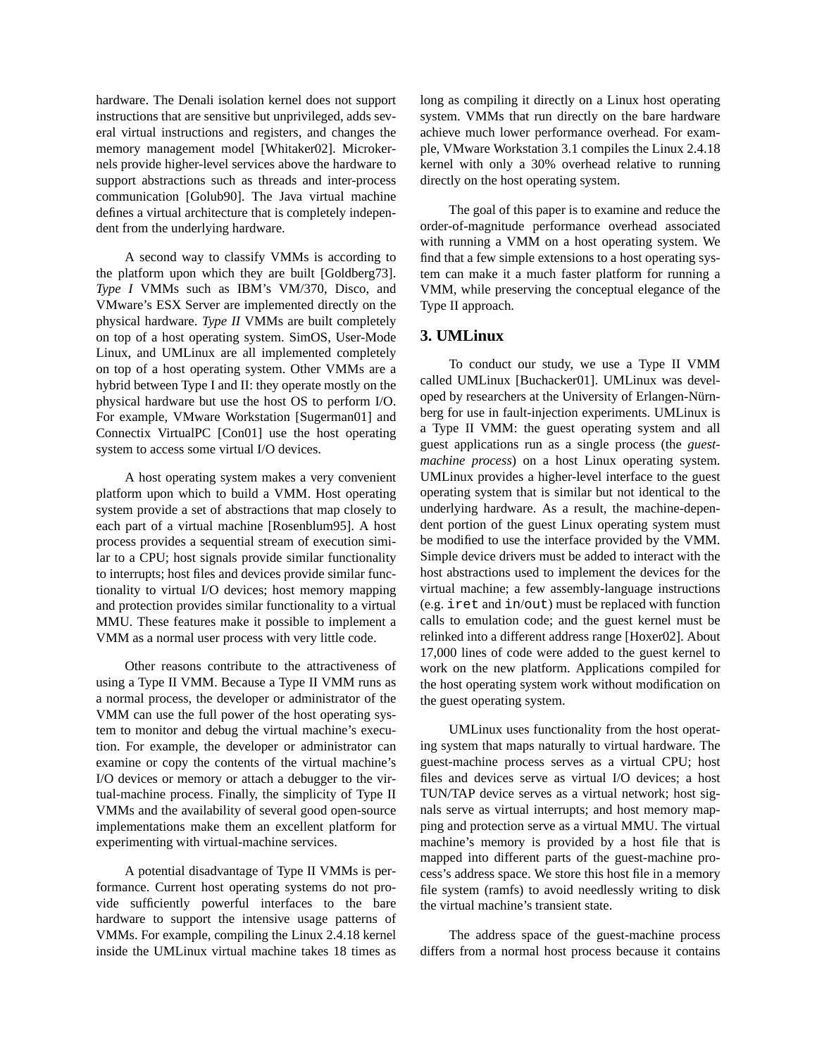hardware. The Denali isolation kernel does not support instructions that are sensitive but unprivileged, adds several virtual instructions and registers, and changes the memory management model [Whitaker02]. Microkernels provide higher-level services above the hardware to support abstractions such as threads and inter-process communication [Golub90]. The Java virtual machine defines a virtual architecture that is completely independent from the underlying hardware.

A second way to classify VMMs is according to the platform upon which they are built [Goldberg73]. *Type I* VMMs such as IBM's VM/370, Disco, and VMware's ESX Server are implemented directly on the physical hardware. *Type II* VMMs are built completely on top of a host operating system. SimOS, User-Mode Linux, and UMLinux are all implemented completely on top of a host operating system. Other VMMs are a hybrid between Type I and II: they operate mostly on the physical hardware but use the host OS to perform I/O. For example, VMware Workstation [Sugerman01] and Connectix VirtualPC [Con01] use the host operating system to access some virtual I/O devices.

A host operating system makes a very convenient platform upon which to build a VMM. Host operating system provide a set of abstractions that map closely to each part of a virtual machine [Rosenblum95]. A host process provides a sequential stream of execution similar to a CPU; host signals provide similar functionality to interrupts; host files and devices provide similar functionality to virtual I/O devices; host memory mapping and protection provides similar functionality to a virtual MMU. These features make it possible to implement a VMM as a normal user process with very little code.

Other reasons contribute to the attractiveness of using a Type II VMM. Because a Type II VMM runs as a normal process, the developer or administrator of the VMM can use the full power of the host operating system to monitor and debug the virtual machine's execution. For example, the developer or administrator can examine or copy the contents of the virtual machine's I/O devices or memory or attach a debugger to the virtual-machine process. Finally, the simplicity of Type II VMMs and the availability of several good open-source implementations make them an excellent platform for experimenting with virtual-machine services.

A potential disadvantage of Type II VMMs is performance. Current host operating systems do not provide sufficiently powerful interfaces to the bare hardware to support the intensive usage patterns of VMMs. For example, compiling the Linux 2.4.18 kernel inside the UMLinux virtual machine takes 18 times as long as compiling it directly on a Linux host operating system. VMMs that run directly on the bare hardware achieve much lower performance overhead. For example, VMware Workstation 3.1 compiles the Linux 2.4.18 kernel with only a 30% overhead relative to running directly on the host operating system.

The goal of this paper is to examine and reduce the order-of-magnitude performance overhead associated with running a VMM on a host operating system. We find that a few simple extensions to a host operating system can make it a much faster platform for running a VMM, while preserving the conceptual elegance of the Type II approach.

## 3. UMLinux

To conduct our study, we use a Type II VMM called UMLinux [Buchacker01]. UMLinux was developed by researchers at the University of Erlangen-Nürnberg for use in fault-injection experiments. UMLinux is a Type II VMM: the guest operating system and all guest applications run as a single process (the *guest-machine process*) on a host Linux operating system. UMLinux provides a higher-level interface to the guest operating system that is similar but not identical to the underlying hardware. As a result, the machine-dependent portion of the guest Linux operating system must be modified to use the interface provided by the VMM. Simple device drivers must be added to interact with the host abstractions used to implement the devices for the virtual machine; a few assembly-language instructions (e.g. `iret` and `in`/`out`) must be replaced with function calls to emulation code; and the guest kernel must be relinked into a different address range [Hoxer02]. About 17,000 lines of code were added to the guest kernel to work on the new platform. Applications compiled for the host operating system work without modification on the guest operating system.

UMLinux uses functionality from the host operating system that maps naturally to virtual hardware. The guest-machine process serves as a virtual CPU; host files and devices serve as virtual I/O devices; a host TUN/TAP device serves as a virtual network; host signals serve as virtual interrupts; and host memory mapping and protection serve as a virtual MMU. The virtual machine's memory is provided by a host file that is mapped into different parts of the guest-machine process's address space. We store this host file in a memory file system (ramfs) to avoid needlessly writing to disk the virtual machine's transient state.

The address space of the guest-machine process differs from a normal host process because it contains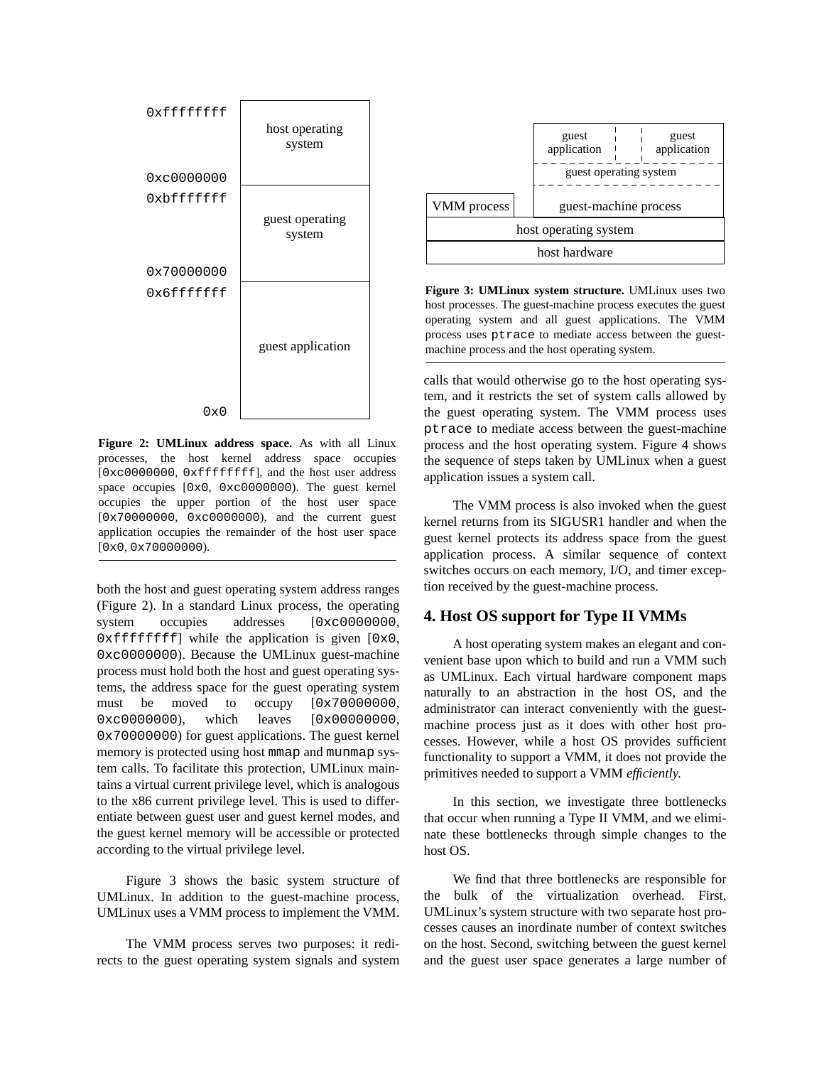| | |
|---|---|
| 0xffffffff | host operating system |
| 0xc0000000 | |
| 0xbfffffff | guest operating system |
| 0x70000000 | |
| 0x6fffffff | guest application |
| 0x0 | |

**Figure 2: UMLinux address space.** As with all Linux processes, the host kernel address space occupies [0xc0000000, 0xffffffff], and the host user address space occupies [0x0, 0xc0000000). The guest kernel occupies the upper portion of the host user space [0x70000000, 0xc0000000), and the current guest application occupies the remainder of the host user space [0x0, 0x70000000).

both the host and guest operating system address ranges (Figure 2). In a standard Linux process, the operating system occupies addresses [0xc0000000, 0xffffffff] while the application is given [0x0, 0xc0000000). Because the UMLinux guest-machine process must hold both the host and guest operating systems, the address space for the guest operating system must be moved to occupy [0x70000000, 0xc0000000), which leaves [0x00000000, 0x70000000) for guest applications. The guest kernel memory is protected using host mmap and munmap system calls. To facilitate this protection, UMLinux maintains a virtual current privilege level, which is analogous to the x86 current privilege level. This is used to differentiate between guest user and guest kernel modes, and the guest kernel memory will be accessible or protected according to the virtual privilege level.

Figure 3 shows the basic system structure of UMLinux. In addition to the guest-machine process, UMLinux uses a VMM process to implement the VMM.

The VMM process serves two purposes: it redirects to the guest operating system signals and system calls that would otherwise go to the host operating system, and it restricts the set of system calls allowed by the guest operating system. The VMM process uses ptrace to mediate access between the guest-machine process and the host operating system. Figure 4 shows the sequence of steps taken by UMLinux when a guest application issues a system call.

| | | |
|---|---|---|
| | guest application | guest application |
| | guest operating system | |
| VMM process | guest-machine process | |
| host operating system | | |
| host hardware | | |

**Figure 3: UMLinux system structure.** UMLinux uses two host processes. The guest-machine process executes the guest operating system and all guest applications. The VMM process uses ptrace to mediate access between the guest-machine process and the host operating system.

The VMM process is also invoked when the guest kernel returns from its SIGUSR1 handler and when the guest kernel protects its address space from the guest application process. A similar sequence of context switches occurs on each memory, I/O, and timer exception received by the guest-machine process.

## 4. Host OS support for Type II VMMs

A host operating system makes an elegant and convenient base upon which to build and run a VMM such as UMLinux. Each virtual hardware component maps naturally to an abstraction in the host OS, and the administrator can interact conveniently with the guest-machine process just as it does with other host processes. However, while a host OS provides sufficient functionality to support a VMM, it does not provide the primitives needed to support a VMM *efficiently.*

In this section, we investigate three bottlenecks that occur when running a Type II VMM, and we eliminate these bottlenecks through simple changes to the host OS.

We find that three bottlenecks are responsible for the bulk of the virtualization overhead. First, UMLinux's system structure with two separate host processes causes an inordinate number of context switches on the host. Second, switching between the guest kernel and the guest user space generates a large number of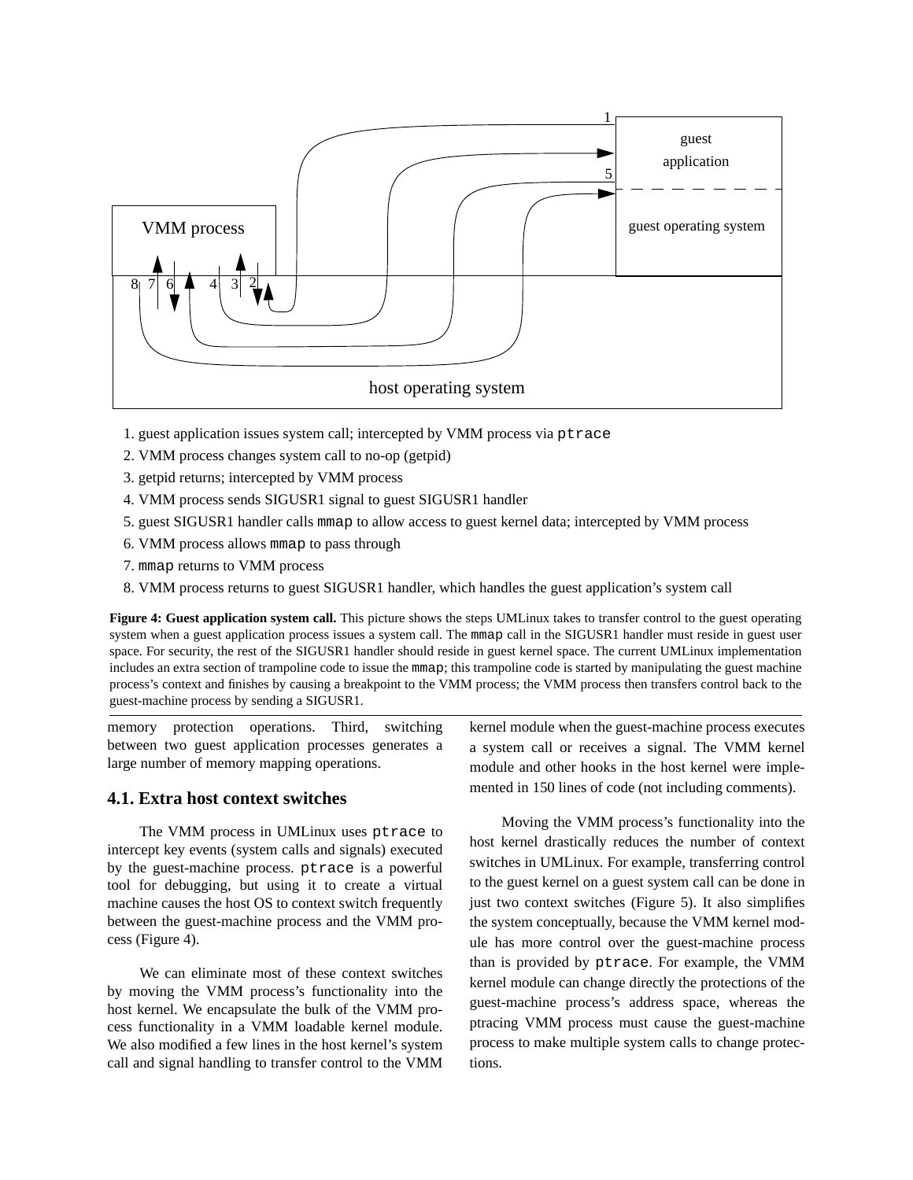1. guest application issues system call; intercepted by VMM process via `ptrace`
2. VMM process changes system call to no-op (getpid)
3. getpid returns; intercepted by VMM process
4. VMM process sends SIGUSR1 signal to guest SIGUSR1 handler
5. guest SIGUSR1 handler calls `mmap` to allow access to guest kernel data; intercepted by VMM process
6. VMM process allows `mmap` to pass through
7. `mmap` returns to VMM process
8. VMM process returns to guest SIGUSR1 handler, which handles the guest application's system call

**Figure 4: Guest application system call.** This picture shows the steps UMLinux takes to transfer control to the guest operating system when a guest application process issues a system call. The `mmap` call in the SIGUSR1 handler must reside in guest user space. For security, the rest of the SIGUSR1 handler should reside in guest kernel space. The current UMLinux implementation includes an extra section of trampoline code to issue the `mmap`; this trampoline code is started by manipulating the guest machine process's context and finishes by causing a breakpoint to the VMM process; the VMM process then transfers control back to the guest-machine process by sending a SIGUSR1.

memory protection operations. Third, switching between two guest application processes generates a large number of memory mapping operations.

## 4.1. Extra host context switches

The VMM process in UMLinux uses `ptrace` to intercept key events (system calls and signals) executed by the guest-machine process. `ptrace` is a powerful tool for debugging, but using it to create a virtual machine causes the host OS to context switch frequently between the guest-machine process and the VMM process (Figure 4).

We can eliminate most of these context switches by moving the VMM process's functionality into the host kernel. We encapsulate the bulk of the VMM process functionality in a VMM loadable kernel module. We also modified a few lines in the host kernel's system call and signal handling to transfer control to the VMM kernel module when the guest-machine process executes a system call or receives a signal. The VMM kernel module and other hooks in the host kernel were implemented in 150 lines of code (not including comments).

Moving the VMM process's functionality into the host kernel drastically reduces the number of context switches in UMLinux. For example, transferring control to the guest kernel on a guest system call can be done in just two context switches (Figure 5). It also simplifies the system conceptually, because the VMM kernel module has more control over the guest-machine process than is provided by `ptrace`. For example, the VMM kernel module can change directly the protections of the guest-machine process's address space, whereas the ptracing VMM process must cause the guest-machine process to make multiple system calls to change protections.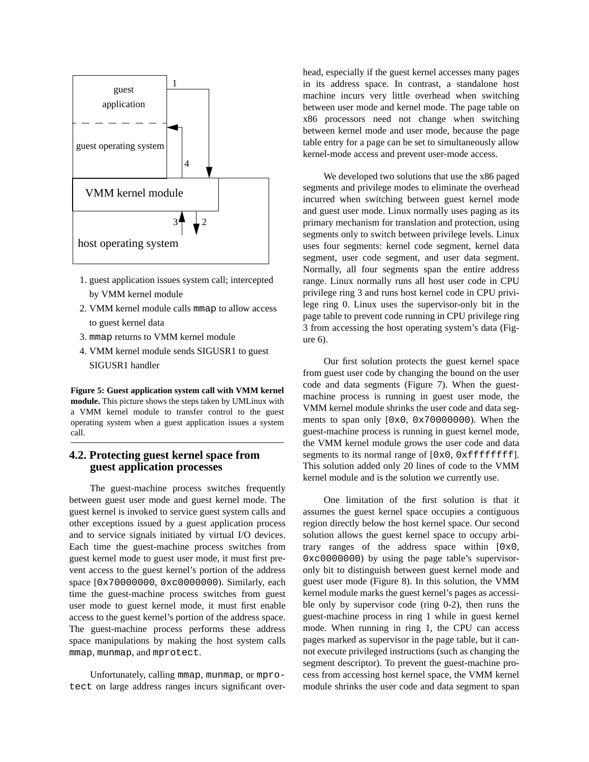1. guest application issues system call; intercepted by VMM kernel module
2. VMM kernel module calls `mmap` to allow access to guest kernel data
3. `mmap` returns to VMM kernel module
4. VMM kernel module sends SIGUSR1 to guest SIGUSR1 handler

**Figure 5: Guest application system call with VMM kernel module.** This picture shows the steps taken by UMLinux with a VMM kernel module to transfer control to the guest operating system when a guest application issues a system call.

## 4.2. Protecting guest kernel space from guest application processes

The guest-machine process switches frequently between guest user mode and guest kernel mode. The guest kernel is invoked to service guest system calls and other exceptions issued by a guest application process and to service signals initiated by virtual I/O devices. Each time the guest-machine process switches from guest kernel mode to guest user mode, it must first prevent access to the guest kernel's portion of the address space [`0x70000000`, `0xc0000000`). Similarly, each time the guest-machine process switches from guest user mode to guest kernel mode, it must first enable access to the guest kernel's portion of the address space. The guest-machine process performs these address space manipulations by making the host system calls `mmap`, `munmap`, and `mprotect`.

Unfortunately, calling `mmap`, `munmap`, or `mprotect` on large address ranges incurs significant overhead, especially if the guest kernel accesses many pages in its address space. In contrast, a standalone host machine incurs very little overhead when switching between user mode and kernel mode. The page table on x86 processors need not change when switching between kernel mode and user mode, because the page table entry for a page can be set to simultaneously allow kernel-mode access and prevent user-mode access.

We developed two solutions that use the x86 paged segments and privilege modes to eliminate the overhead incurred when switching between guest kernel mode and guest user mode. Linux normally uses paging as its primary mechanism for translation and protection, using segments only to switch between privilege levels. Linux uses four segments: kernel code segment, kernel data segment, user code segment, and user data segment. Normally, all four segments span the entire address range. Linux normally runs all host user code in CPU privilege ring 3 and runs host kernel code in CPU privilege ring 0. Linux uses the supervisor-only bit in the page table to prevent code running in CPU privilege ring 3 from accessing the host operating system's data (Figure 6).

Our first solution protects the guest kernel space from guest user code by changing the bound on the user code and data segments (Figure 7). When the guest-machine process is running in guest user mode, the VMM kernel module shrinks the user code and data segments to span only [`0x0`, `0x70000000`). When the guest-machine process is running in guest kernel mode, the VMM kernel module grows the user code and data segments to its normal range of [`0x0`, `0xffffffff`]. This solution added only 20 lines of code to the VMM kernel module and is the solution we currently use.

One limitation of the first solution is that it assumes the guest kernel space occupies a contiguous region directly below the host kernel space. Our second solution allows the guest kernel space to occupy arbitrary ranges of the address space within [`0x0`, `0xc0000000`) by using the page table's supervisor-only bit to distinguish between guest kernel mode and guest user mode (Figure 8). In this solution, the VMM kernel module marks the guest kernel's pages as accessible only by supervisor code (ring 0-2), then runs the guest-machine process in ring 1 while in guest kernel mode. When running in ring 1, the CPU can access pages marked as supervisor in the page table, but it cannot execute privileged instructions (such as changing the segment descriptor). To prevent the guest-machine process from accessing host kernel space, the VMM kernel module shrinks the user code and data segment to span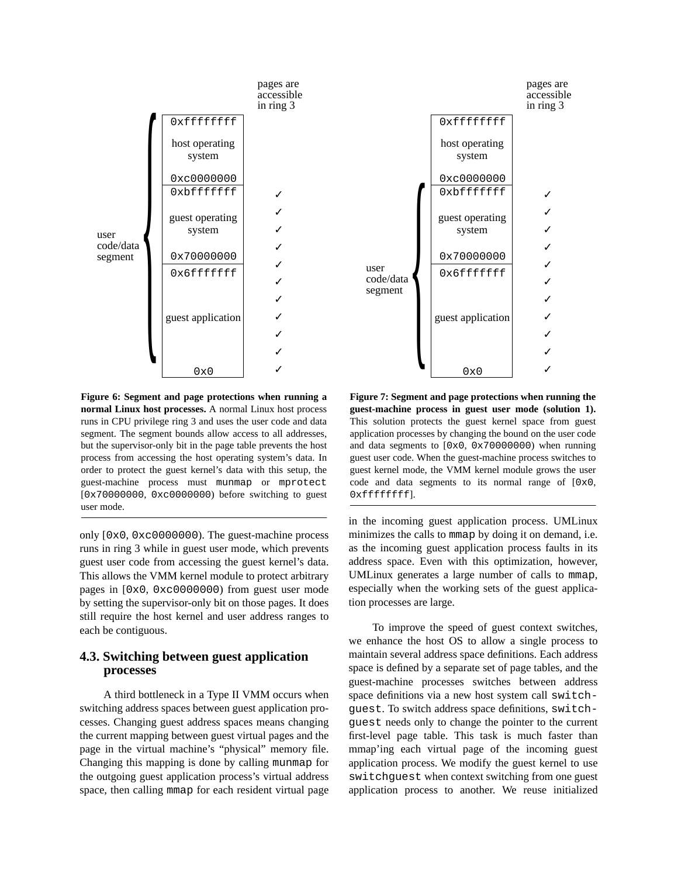**Figure 6: Segment and page protections when running a normal Linux host processes.** A normal Linux host process runs in CPU privilege ring 3 and uses the user code and data segment. The segment bounds allow access to all addresses, but the supervisor-only bit in the page table prevents the host process from accessing the host operating system's data. In order to protect the guest kernel's data with this setup, the guest-machine process must `munmap` or `mprotect` [`0x70000000`, `0xc0000000`) before switching to guest user mode.

**Figure 7: Segment and page protections when running the guest-machine process in guest user mode (solution 1).** This solution protects the guest kernel space from guest application processes by changing the bound on the user code and data segments to [`0x0`, `0x70000000`) when running guest user code. When the guest-machine process switches to guest kernel mode, the VMM kernel module grows the user code and data segments to its normal range of [`0x0`, `0xffffffff`].

only [`0x0`, `0xc0000000`). The guest-machine process runs in ring 3 while in guest user mode, which prevents guest user code from accessing the guest kernel's data. This allows the VMM kernel module to protect arbitrary pages in [`0x0`, `0xc0000000`) from guest user mode by setting the supervisor-only bit on those pages. It does still require the host kernel and user address ranges to each be contiguous.

## 4.3. Switching between guest application processes

A third bottleneck in a Type II VMM occurs when switching address spaces between guest application processes. Changing guest address spaces means changing the current mapping between guest virtual pages and the page in the virtual machine's "physical" memory file. Changing this mapping is done by calling `munmap` for the outgoing guest application process's virtual address space, then calling `mmap` for each resident virtual page in the incoming guest application process. UMLinux minimizes the calls to `mmap` by doing it on demand, i.e. as the incoming guest application process faults in its address space. Even with this optimization, however, UMLinux generates a large number of calls to `mmap`, especially when the working sets of the guest application processes are large.

To improve the speed of guest context switches, we enhance the host OS to allow a single process to maintain several address space definitions. Each address space is defined by a separate set of page tables, and the guest-machine processes switches between address space definitions via a new host system call `switchguest`. To switch address space definitions, `switchguest` needs only to change the pointer to the current first-level page table. This task is much faster than mmap'ing each virtual page of the incoming guest application process. We modify the guest kernel to use `switchguest` when context switching from one guest application process to another. We reuse initialized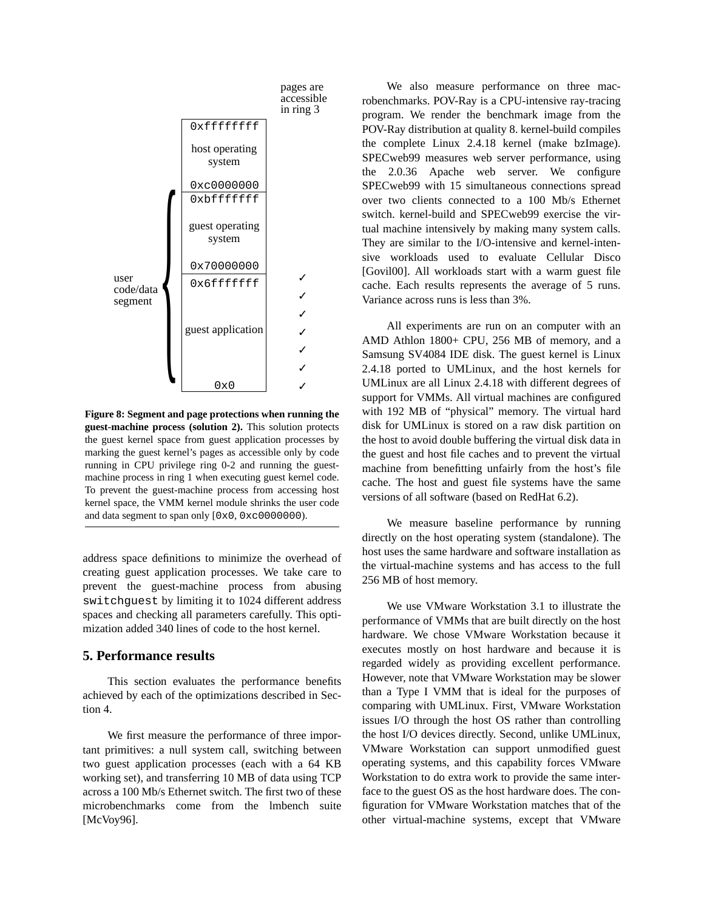pages are accessible in ring 3

| | 0xffffffff<br>host operating system<br>0xc0000000 | |
|---|---|---|
| user code/data segment | 0xbfffffff<br>guest operating system<br>0x70000000 | |
| | 0x6fffffff<br>guest application<br>0x0 | ✓ ✓ ✓ ✓ ✓ ✓ ✓ |

**Figure 8: Segment and page protections when running the guest-machine process (solution 2).** This solution protects the guest kernel space from guest application processes by marking the guest kernel's pages as accessible only by code running in CPU privilege ring 0-2 and running the guest-machine process in ring 1 when executing guest kernel code. To prevent the guest-machine process from accessing host kernel space, the VMM kernel module shrinks the user code and data segment to span only [`0x0`, `0xc0000000`).

address space definitions to minimize the overhead of creating guest application processes. We take care to prevent the guest-machine process from abusing `switchguest` by limiting it to 1024 different address spaces and checking all parameters carefully. This optimization added 340 lines of code to the host kernel.

## 5. Performance results

This section evaluates the performance benefits achieved by each of the optimizations described in Section 4.

We first measure the performance of three important primitives: a null system call, switching between two guest application processes (each with a 64 KB working set), and transferring 10 MB of data using TCP across a 100 Mb/s Ethernet switch. The first two of these microbenchmarks come from the lmbench suite [McVoy96].

We also measure performance on three macrobenchmarks. POV-Ray is a CPU-intensive ray-tracing program. We render the benchmark image from the POV-Ray distribution at quality 8. kernel-build compiles the complete Linux 2.4.18 kernel (make bzImage). SPECweb99 measures web server performance, using the 2.0.36 Apache web server. We configure SPECweb99 with 15 simultaneous connections spread over two clients connected to a 100 Mb/s Ethernet switch. kernel-build and SPECweb99 exercise the virtual machine intensively by making many system calls. They are similar to the I/O-intensive and kernel-intensive workloads used to evaluate Cellular Disco [Govil00]. All workloads start with a warm guest file cache. Each results represents the average of 5 runs. Variance across runs is less than 3%.

All experiments are run on an computer with an AMD Athlon 1800+ CPU, 256 MB of memory, and a Samsung SV4084 IDE disk. The guest kernel is Linux 2.4.18 ported to UMLinux, and the host kernels for UMLinux are all Linux 2.4.18 with different degrees of support for VMMs. All virtual machines are configured with 192 MB of "physical" memory. The virtual hard disk for UMLinux is stored on a raw disk partition on the host to avoid double buffering the virtual disk data in the guest and host file caches and to prevent the virtual machine from benefitting unfairly from the host's file cache. The host and guest file systems have the same versions of all software (based on RedHat 6.2).

We measure baseline performance by running directly on the host operating system (standalone). The host uses the same hardware and software installation as the virtual-machine systems and has access to the full 256 MB of host memory.

We use VMware Workstation 3.1 to illustrate the performance of VMMs that are built directly on the host hardware. We chose VMware Workstation because it executes mostly on host hardware and because it is regarded widely as providing excellent performance. However, note that VMware Workstation may be slower than a Type I VMM that is ideal for the purposes of comparing with UMLinux. First, VMware Workstation issues I/O through the host OS rather than controlling the host I/O devices directly. Second, unlike UMLinux, VMware Workstation can support unmodified guest operating systems, and this capability forces VMware Workstation to do extra work to provide the same interface to the guest OS as the host hardware does. The configuration for VMware Workstation matches that of the other virtual-machine systems, except that VMware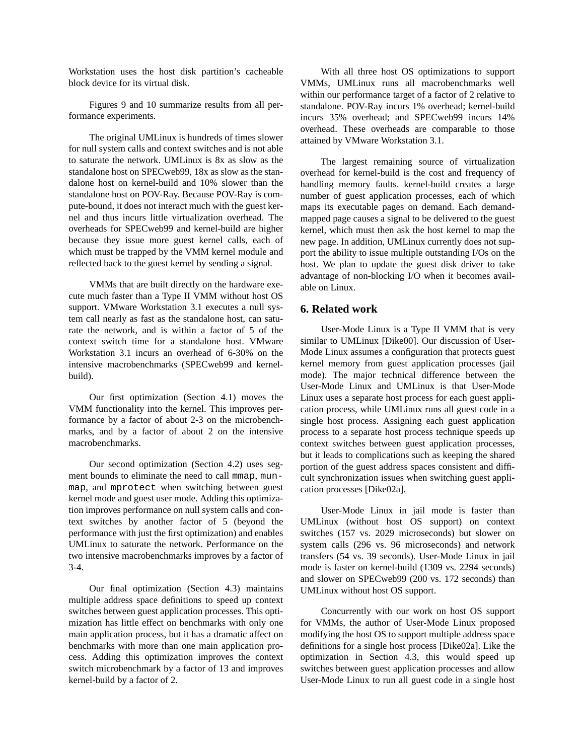Workstation uses the host disk partition's cacheable block device for its virtual disk.

Figures 9 and 10 summarize results from all performance experiments.

The original UMLinux is hundreds of times slower for null system calls and context switches and is not able to saturate the network. UMLinux is 8x as slow as the standalone host on SPECweb99, 18x as slow as the standalone host on kernel-build and 10% slower than the standalone host on POV-Ray. Because POV-Ray is compute-bound, it does not interact much with the guest kernel and thus incurs little virtualization overhead. The overheads for SPECweb99 and kernel-build are higher because they issue more guest kernel calls, each of which must be trapped by the VMM kernel module and reflected back to the guest kernel by sending a signal.

VMMs that are built directly on the hardware execute much faster than a Type II VMM without host OS support. VMware Workstation 3.1 executes a null system call nearly as fast as the standalone host, can saturate the network, and is within a factor of 5 of the context switch time for a standalone host. VMware Workstation 3.1 incurs an overhead of 6-30% on the intensive macrobenchmarks (SPECweb99 and kernel-build).

Our first optimization (Section 4.1) moves the VMM functionality into the kernel. This improves performance by a factor of about 2-3 on the microbenchmarks, and by a factor of about 2 on the intensive macrobenchmarks.

Our second optimization (Section 4.2) uses segment bounds to eliminate the need to call `mmap`, `munmap`, and `mprotect` when switching between guest kernel mode and guest user mode. Adding this optimization improves performance on null system calls and context switches by another factor of 5 (beyond the performance with just the first optimization) and enables UMLinux to saturate the network. Performance on the two intensive macrobenchmarks improves by a factor of 3-4.

Our final optimization (Section 4.3) maintains multiple address space definitions to speed up context switches between guest application processes. This optimization has little effect on benchmarks with only one main application process, but it has a dramatic affect on benchmarks with more than one main application process. Adding this optimization improves the context switch microbenchmark by a factor of 13 and improves kernel-build by a factor of 2.

With all three host OS optimizations to support VMMs, UMLinux runs all macrobenchmarks well within our performance target of a factor of 2 relative to standalone. POV-Ray incurs 1% overhead; kernel-build incurs 35% overhead; and SPECweb99 incurs 14% overhead. These overheads are comparable to those attained by VMware Workstation 3.1.

The largest remaining source of virtualization overhead for kernel-build is the cost and frequency of handling memory faults. kernel-build creates a large number of guest application processes, each of which maps its executable pages on demand. Each demand-mapped page causes a signal to be delivered to the guest kernel, which must then ask the host kernel to map the new page. In addition, UMLinux currently does not support the ability to issue multiple outstanding I/Os on the host. We plan to update the guest disk driver to take advantage of non-blocking I/O when it becomes available on Linux.

## 6. Related work

User-Mode Linux is a Type II VMM that is very similar to UMLinux [Dike00]. Our discussion of User-Mode Linux assumes a configuration that protects guest kernel memory from guest application processes (jail mode). The major technical difference between the User-Mode Linux and UMLinux is that User-Mode Linux uses a separate host process for each guest application process, while UMLinux runs all guest code in a single host process. Assigning each guest application process to a separate host process technique speeds up context switches between guest application processes, but it leads to complications such as keeping the shared portion of the guest address spaces consistent and difficult synchronization issues when switching guest application processes [Dike02a].

User-Mode Linux in jail mode is faster than UMLinux (without host OS support) on context switches (157 vs. 2029 microseconds) but slower on system calls (296 vs. 96 microseconds) and network transfers (54 vs. 39 seconds). User-Mode Linux in jail mode is faster on kernel-build (1309 vs. 2294 seconds) and slower on SPECweb99 (200 vs. 172 seconds) than UMLinux without host OS support.

Concurrently with our work on host OS support for VMMs, the author of User-Mode Linux proposed modifying the host OS to support multiple address space definitions for a single host process [Dike02a]. Like the optimization in Section 4.3, this would speed up switches between guest application processes and allow User-Mode Linux to run all guest code in a single host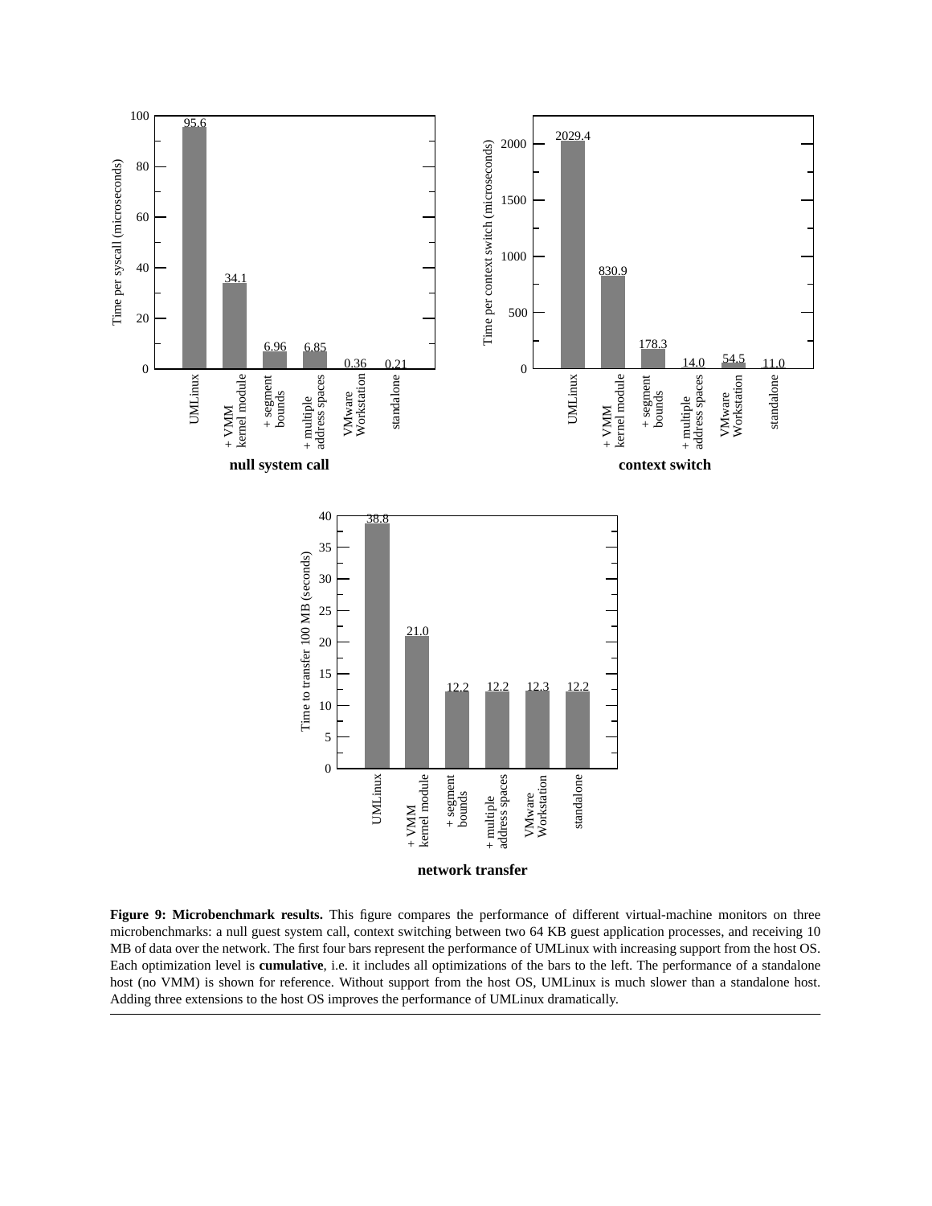**null system call**

| Configuration | Time per syscall (microseconds) |
| --- | --- |
| UMLinux | 95.6 |
| + VMM kernel module | 34.1 |
| + segment bounds | 6.96 |
| + multiple address spaces | 6.85 |
| VMware Workstation | 0.36 |
| standalone | 0.21 |

**context switch**

| Configuration | Time per context switch (microseconds) |
| --- | --- |
| UMLinux | 2029.4 |
| + VMM kernel module | 830.9 |
| + segment bounds | 178.3 |
| + multiple address spaces | 14.0 |
| VMware Workstation | 54.5 |
| standalone | 11.0 |

**network transfer**

| Configuration | Time to transfer 100 MB (seconds) |
| --- | --- |
| UMLinux | 38.8 |
| + VMM kernel module | 21.0 |
| + segment bounds | 12.2 |
| + multiple address spaces | 12.2 |
| VMware Workstation | 12.3 |
| standalone | 12.2 |

**Figure 9: Microbenchmark results.** This figure compares the performance of different virtual-machine monitors on three microbenchmarks: a null guest system call, context switching between two 64 KB guest application processes, and receiving 10 MB of data over the network. The first four bars represent the performance of UMLinux with increasing support from the host OS. Each optimization level is **cumulative**, i.e. it includes all optimizations of the bars to the left. The performance of a standalone host (no VMM) is shown for reference. Without support from the host OS, UMLinux is much slower than a standalone host. Adding three extensions to the host OS improves the performance of UMLinux dramatically.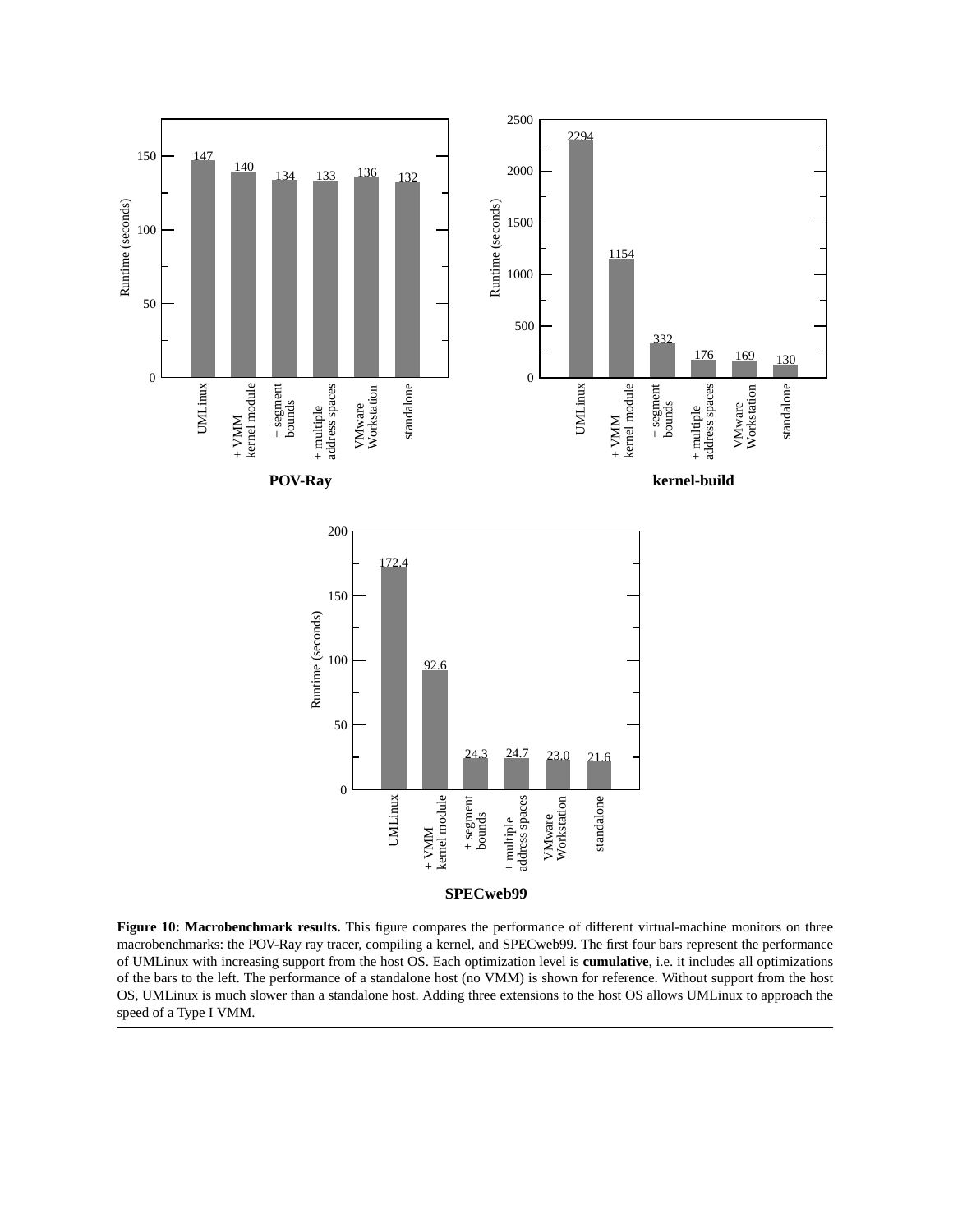Figure 10: Macrobenchmark results. This figure compares the performance of different virtual-machine monitors on three macrobenchmarks: the POV-Ray ray tracer, compiling a kernel, and SPECweb99. The first four bars represent the performance of UMLinux with increasing support from the host OS. Each optimization level is **cumulative**, i.e. it includes all optimizations of the bars to the left. The performance of a standalone host (no VMM) is shown for reference. Without support from the host OS, UMLinux is much slower than a standalone host. Adding three extensions to the host OS allows UMLinux to approach the speed of a Type I VMM.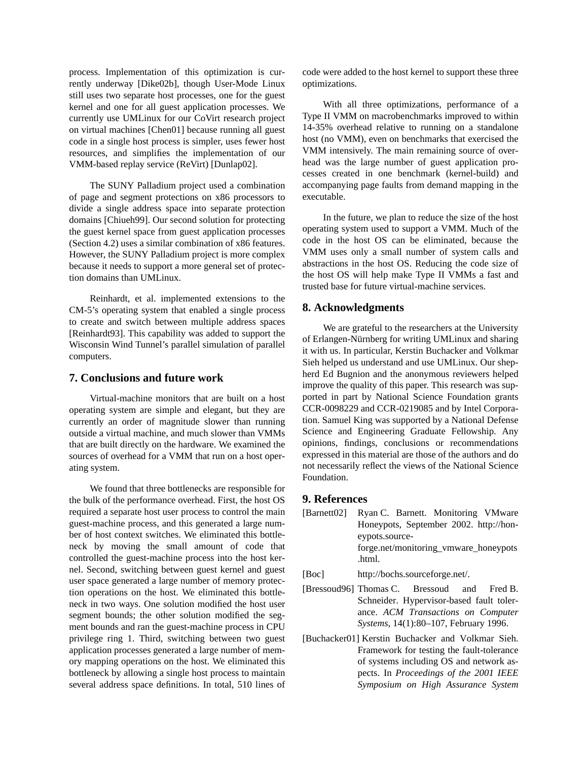process. Implementation of this optimization is currently underway [Dike02b], though User-Mode Linux still uses two separate host processes, one for the guest kernel and one for all guest application processes. We currently use UMLinux for our CoVirt research project on virtual machines [Chen01] because running all guest code in a single host process is simpler, uses fewer host resources, and simplifies the implementation of our VMM-based replay service (ReVirt) [Dunlap02].

The SUNY Palladium project used a combination of page and segment protections on x86 processors to divide a single address space into separate protection domains [Chiueh99]. Our second solution for protecting the guest kernel space from guest application processes (Section 4.2) uses a similar combination of x86 features. However, the SUNY Palladium project is more complex because it needs to support a more general set of protection domains than UMLinux.

Reinhardt, et al. implemented extensions to the CM-5's operating system that enabled a single process to create and switch between multiple address spaces [Reinhardt93]. This capability was added to support the Wisconsin Wind Tunnel's parallel simulation of parallel computers.

## 7. Conclusions and future work

Virtual-machine monitors that are built on a host operating system are simple and elegant, but they are currently an order of magnitude slower than running outside a virtual machine, and much slower than VMMs that are built directly on the hardware. We examined the sources of overhead for a VMM that run on a host operating system.

We found that three bottlenecks are responsible for the bulk of the performance overhead. First, the host OS required a separate host user process to control the main guest-machine process, and this generated a large number of host context switches. We eliminated this bottleneck by moving the small amount of code that controlled the guest-machine process into the host kernel. Second, switching between guest kernel and guest user space generated a large number of memory protection operations on the host. We eliminated this bottleneck in two ways. One solution modified the host user segment bounds; the other solution modified the segment bounds and ran the guest-machine process in CPU privilege ring 1. Third, switching between two guest application processes generated a large number of memory mapping operations on the host. We eliminated this bottleneck by allowing a single host process to maintain several address space definitions. In total, 510 lines of code were added to the host kernel to support these three optimizations.

With all three optimizations, performance of a Type II VMM on macrobenchmarks improved to within 14-35% overhead relative to running on a standalone host (no VMM), even on benchmarks that exercised the VMM intensively. The main remaining source of overhead was the large number of guest application processes created in one benchmark (kernel-build) and accompanying page faults from demand mapping in the executable.

In the future, we plan to reduce the size of the host operating system used to support a VMM. Much of the code in the host OS can be eliminated, because the VMM uses only a small number of system calls and abstractions in the host OS. Reducing the code size of the host OS will help make Type II VMMs a fast and trusted base for future virtual-machine services.

## 8. Acknowledgments

We are grateful to the researchers at the University of Erlangen-Nürnberg for writing UMLinux and sharing it with us. In particular, Kerstin Buchacker and Volkmar Sieh helped us understand and use UMLinux. Our shepherd Ed Bugnion and the anonymous reviewers helped improve the quality of this paper. This research was supported in part by National Science Foundation grants CCR-0098229 and CCR-0219085 and by Intel Corporation. Samuel King was supported by a National Defense Science and Engineering Graduate Fellowship. Any opinions, findings, conclusions or recommendations expressed in this material are those of the authors and do not necessarily reflect the views of the National Science Foundation.

## 9. References

[Barnett02] Ryan C. Barnett. Monitoring VMware Honeypots, September 2002. http://honeypots.sourceforge.net/monitoring_vmware_honeypots.html.

[Boc] http://bochs.sourceforge.net/.

[Bressoud96] Thomas C. Bressoud and Fred B. Schneider. Hypervisor-based fault tolerance. *ACM Transactions on Computer Systems*, 14(1):80–107, February 1996.

[Buchacker01] Kerstin Buchacker and Volkmar Sieh. Framework for testing the fault-tolerance of systems including OS and network aspects. In *Proceedings of the 2001 IEEE Symposium on High Assurance System*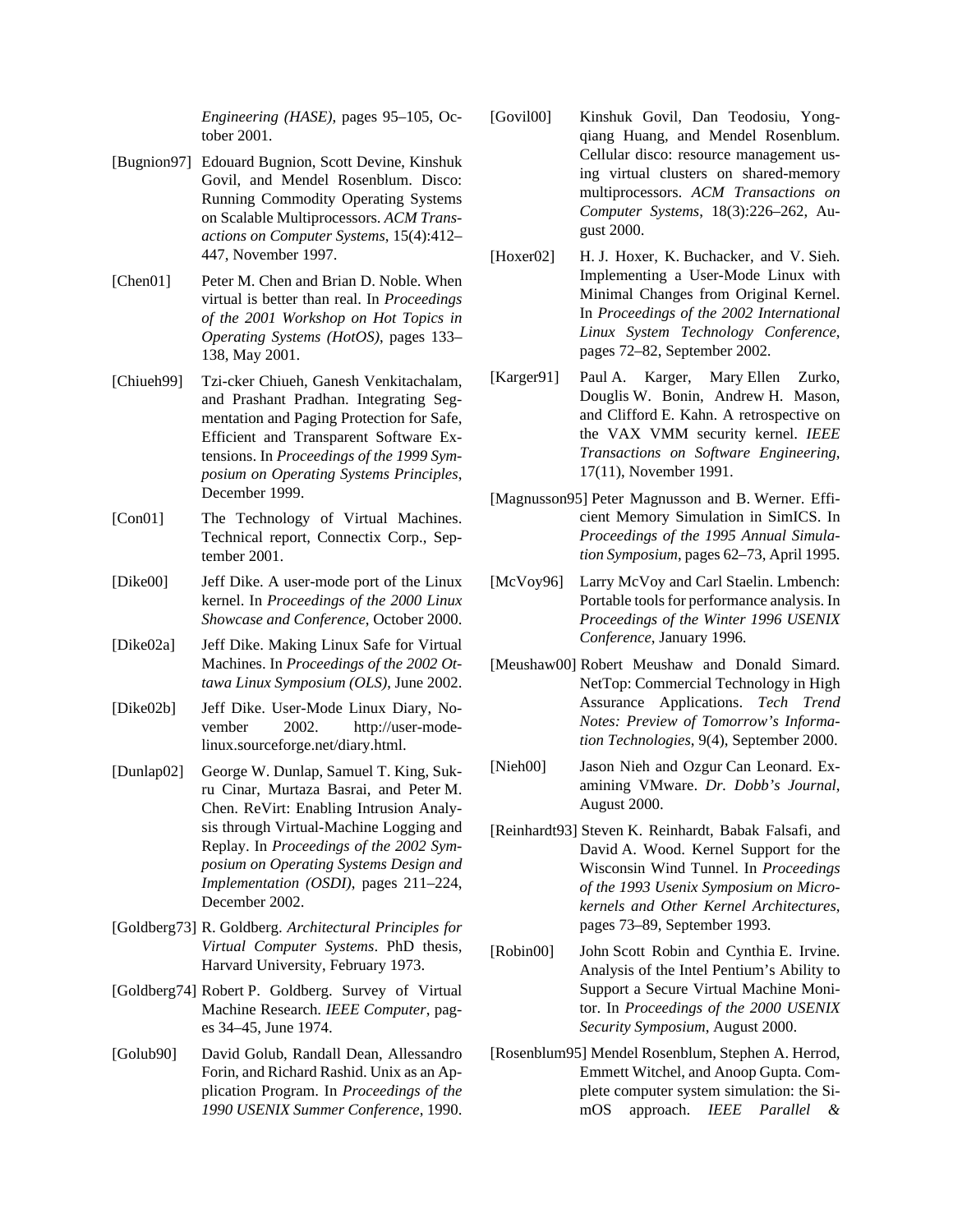*Engineering (HASE)*, pages 95–105, October 2001.

[Bugnion97] Edouard Bugnion, Scott Devine, Kinshuk Govil, and Mendel Rosenblum. Disco: Running Commodity Operating Systems on Scalable Multiprocessors. *ACM Transactions on Computer Systems*, 15(4):412–447, November 1997.

[Chen01] Peter M. Chen and Brian D. Noble. When virtual is better than real. In *Proceedings of the 2001 Workshop on Hot Topics in Operating Systems (HotOS)*, pages 133–138, May 2001.

[Chiueh99] Tzi-cker Chiueh, Ganesh Venkitachalam, and Prashant Pradhan. Integrating Segmentation and Paging Protection for Safe, Efficient and Transparent Software Extensions. In *Proceedings of the 1999 Symposium on Operating Systems Principles*, December 1999.

[Con01] The Technology of Virtual Machines. Technical report, Connectix Corp., September 2001.

[Dike00] Jeff Dike. A user-mode port of the Linux kernel. In *Proceedings of the 2000 Linux Showcase and Conference*, October 2000.

[Dike02a] Jeff Dike. Making Linux Safe for Virtual Machines. In *Proceedings of the 2002 Ottawa Linux Symposium (OLS)*, June 2002.

[Dike02b] Jeff Dike. User-Mode Linux Diary, November 2002. http://user-mode-linux.sourceforge.net/diary.html.

[Dunlap02] George W. Dunlap, Samuel T. King, Sukru Cinar, Murtaza Basrai, and Peter M. Chen. ReVirt: Enabling Intrusion Analysis through Virtual-Machine Logging and Replay. In *Proceedings of the 2002 Symposium on Operating Systems Design and Implementation (OSDI)*, pages 211–224, December 2002.

[Goldberg73] R. Goldberg. *Architectural Principles for Virtual Computer Systems*. PhD thesis, Harvard University, February 1973.

[Goldberg74] Robert P. Goldberg. Survey of Virtual Machine Research. *IEEE Computer*, pages 34–45, June 1974.

[Golub90] David Golub, Randall Dean, Allessandro Forin, and Richard Rashid. Unix as an Application Program. In *Proceedings of the 1990 USENIX Summer Conference*, 1990.

[Govil00] Kinshuk Govil, Dan Teodosiu, Yongqiang Huang, and Mendel Rosenblum. Cellular disco: resource management using virtual clusters on shared-memory multiprocessors. *ACM Transactions on Computer Systems*, 18(3):226–262, August 2000.

[Hoxer02] H. J. Hoxer, K. Buchacker, and V. Sieh. Implementing a User-Mode Linux with Minimal Changes from Original Kernel. In *Proceedings of the 2002 International Linux System Technology Conference*, pages 72–82, September 2002.

[Karger91] Paul A. Karger, Mary Ellen Zurko, Douglis W. Bonin, Andrew H. Mason, and Clifford E. Kahn. A retrospective on the VAX VMM security kernel. *IEEE Transactions on Software Engineering*, 17(11), November 1991.

[Magnusson95] Peter Magnusson and B. Werner. Efficient Memory Simulation in SimICS. In *Proceedings of the 1995 Annual Simulation Symposium*, pages 62–73, April 1995.

[McVoy96] Larry McVoy and Carl Staelin. Lmbench: Portable tools for performance analysis. In *Proceedings of the Winter 1996 USENIX Conference*, January 1996.

[Meushaw00] Robert Meushaw and Donald Simard. NetTop: Commercial Technology in High Assurance Applications. *Tech Trend Notes: Preview of Tomorrow's Information Technologies*, 9(4), September 2000.

[Nieh00] Jason Nieh and Ozgur Can Leonard. Examining VMware. *Dr. Dobb's Journal*, August 2000.

[Reinhardt93] Steven K. Reinhardt, Babak Falsafi, and David A. Wood. Kernel Support for the Wisconsin Wind Tunnel. In *Proceedings of the 1993 Usenix Symposium on Microkernels and Other Kernel Architectures*, pages 73–89, September 1993.

[Robin00] John Scott Robin and Cynthia E. Irvine. Analysis of the Intel Pentium's Ability to Support a Secure Virtual Machine Monitor. In *Proceedings of the 2000 USENIX Security Symposium*, August 2000.

[Rosenblum95] Mendel Rosenblum, Stephen A. Herrod, Emmett Witchel, and Anoop Gupta. Complete computer system simulation: the SimOS approach. *IEEE Parallel &*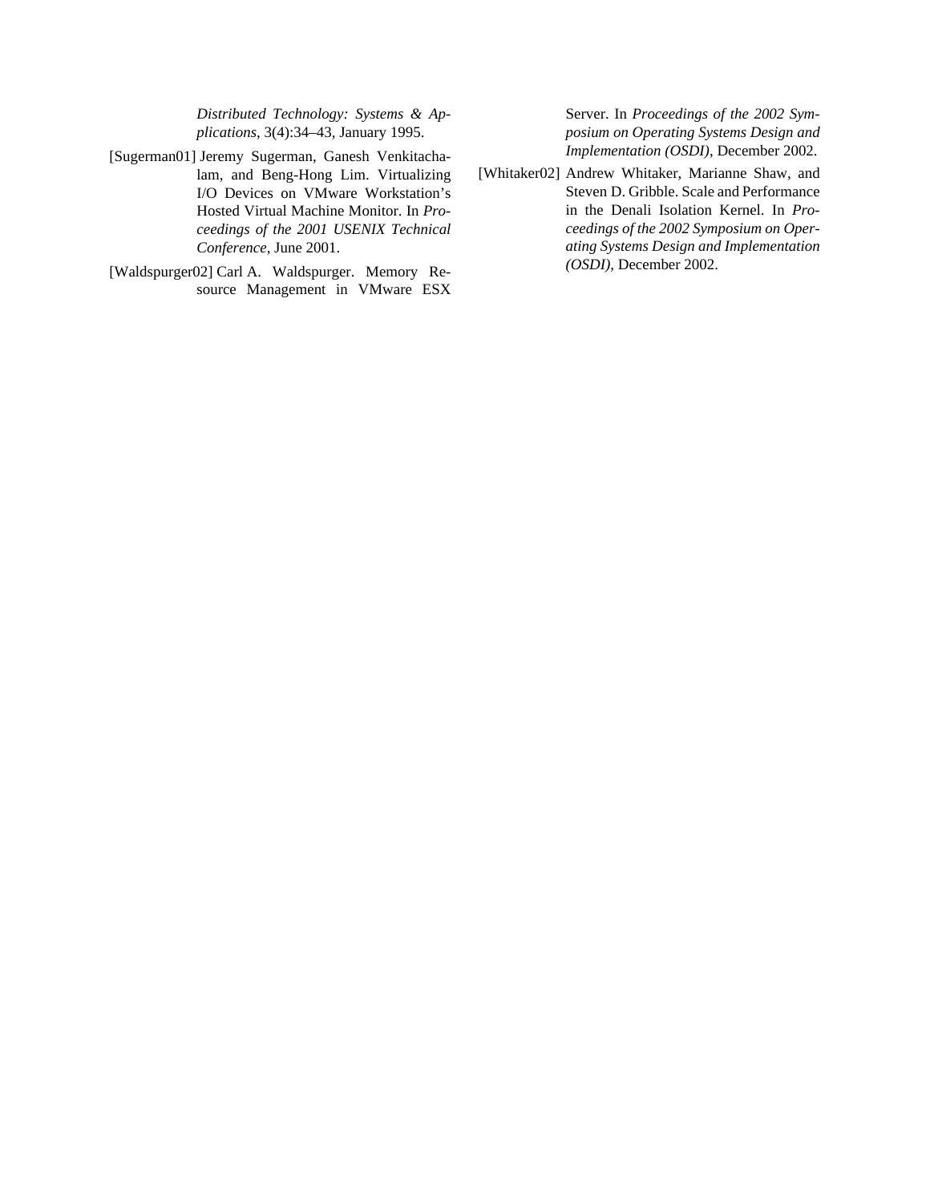*Distributed Technology: Systems & Applications*, 3(4):34–43, January 1995.

[Sugerman01] Jeremy Sugerman, Ganesh Venkitachalam, and Beng-Hong Lim. Virtualizing I/O Devices on VMware Workstation's Hosted Virtual Machine Monitor. In *Proceedings of the 2001 USENIX Technical Conference*, June 2001.

[Waldspurger02] Carl A. Waldspurger. Memory Resource Management in VMware ESX Server. In *Proceedings of the 2002 Symposium on Operating Systems Design and Implementation (OSDI)*, December 2002.

[Whitaker02] Andrew Whitaker, Marianne Shaw, and Steven D. Gribble. Scale and Performance in the Denali Isolation Kernel. In *Proceedings of the 2002 Symposium on Operating Systems Design and Implementation (OSDI)*, December 2002.